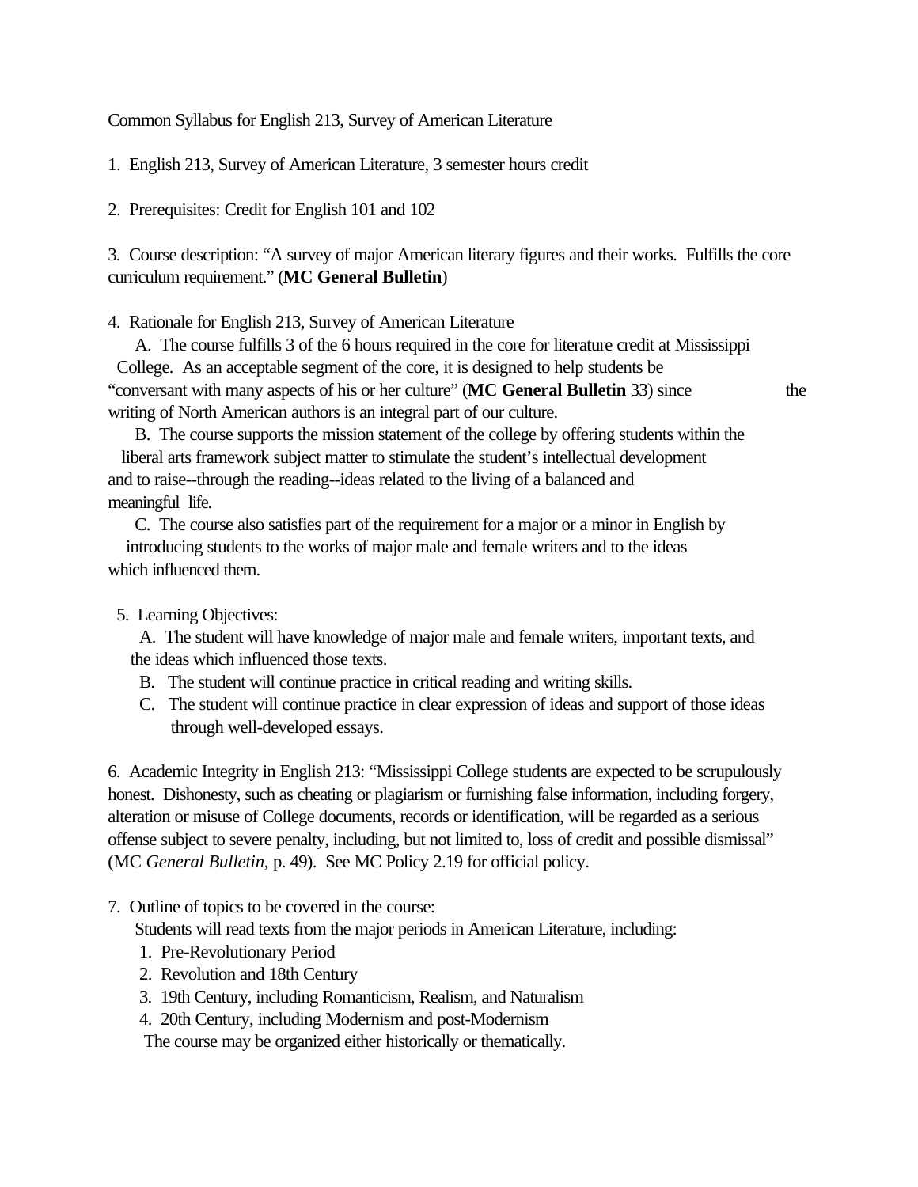Common Syllabus for English 213, Survey of American Literature

1. English 213, Survey of American Literature, 3 semester hours credit

2. Prerequisites: Credit for English 101 and 102

3. Course description: "A survey of major American literary figures and their works. Fulfills the core curriculum requirement." (**MC General Bulletin**)

4. Rationale for English 213, Survey of American Literature

   A. The course fulfills 3 of the 6 hours required in the core for literature credit at Mississippi College. As an acceptable segment of the core, it is designed to help students be "conversant with many aspects of his or her culture" (**MC General Bulletin** 33) since the writing of North American authors is an integral part of our culture.

   B. The course supports the mission statement of the college by offering students within the liberal arts framework subject matter to stimulate the student's intellectual development and to raise--through the reading--ideas related to the living of a balanced and meaningful life.

   C. The course also satisfies part of the requirement for a major or a minor in English by introducing students to the works of major male and female writers and to the ideas which influenced them.

5. Learning Objectives:

   A. The student will have knowledge of major male and female writers, important texts, and the ideas which influenced those texts.

   B. The student will continue practice in critical reading and writing skills.

   C. The student will continue practice in clear expression of ideas and support of those ideas through well-developed essays.

6. Academic Integrity in English 213: "Mississippi College students are expected to be scrupulously honest. Dishonesty, such as cheating or plagiarism or furnishing false information, including forgery, alteration or misuse of College documents, records or identification, will be regarded as a serious offense subject to severe penalty, including, but not limited to, loss of credit and possible dismissal" (MC *General Bulletin,* p. 49). See MC Policy 2.19 for official policy.

7. Outline of topics to be covered in the course:

   Students will read texts from the major periods in American Literature, including:

   1. Pre-Revolutionary Period
   2. Revolution and 18th Century
   3. 19th Century, including Romanticism, Realism, and Naturalism
   4. 20th Century, including Modernism and post-Modernism

   The course may be organized either historically or thematically.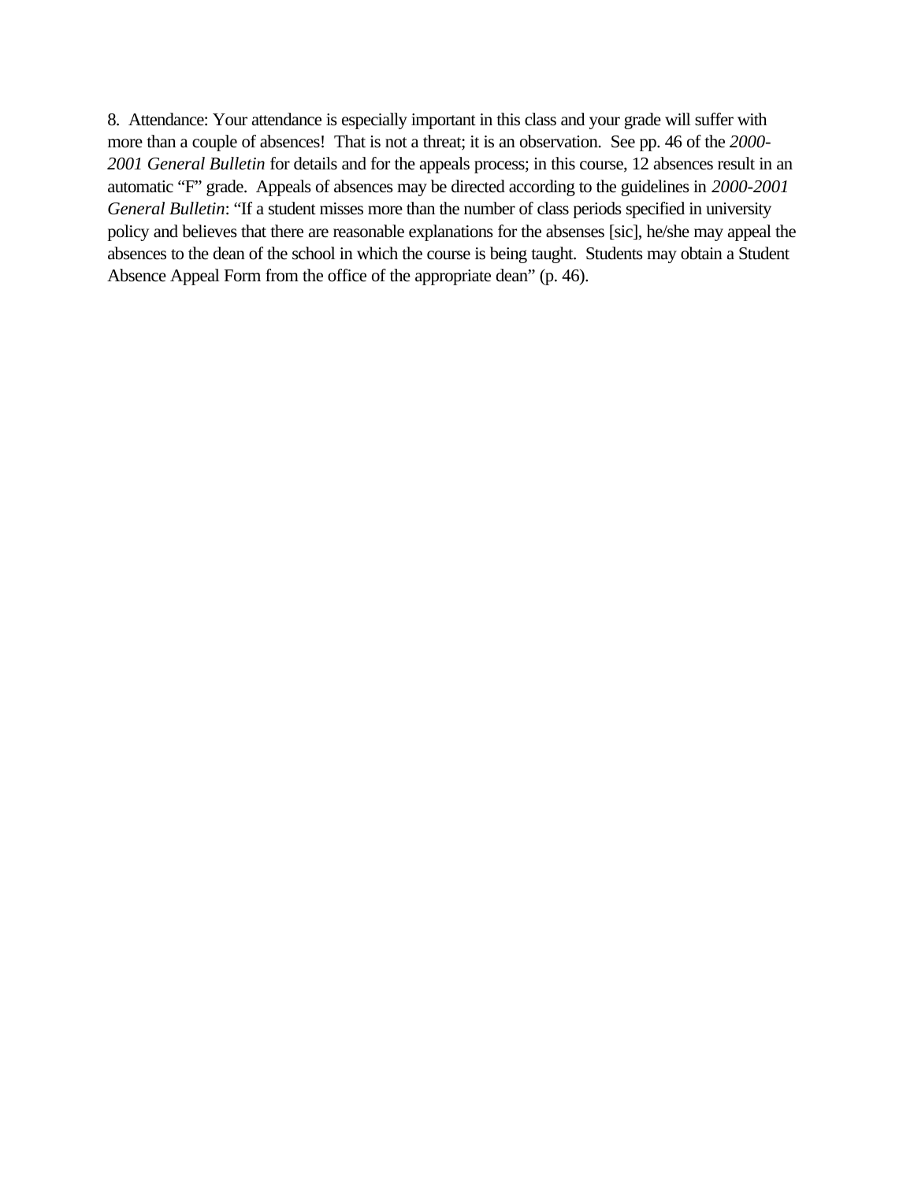8. Attendance: Your attendance is especially important in this class and your grade will suffer with more than a couple of absences! That is not a threat; it is an observation. See pp. 46 of the *2000-2001 General Bulletin* for details and for the appeals process; in this course, 12 absences result in an automatic "F" grade. Appeals of absences may be directed according to the guidelines in *2000-2001 General Bulletin*: "If a student misses more than the number of class periods specified in university policy and believes that there are reasonable explanations for the absenses [sic], he/she may appeal the absences to the dean of the school in which the course is being taught. Students may obtain a Student Absence Appeal Form from the office of the appropriate dean" (p. 46).